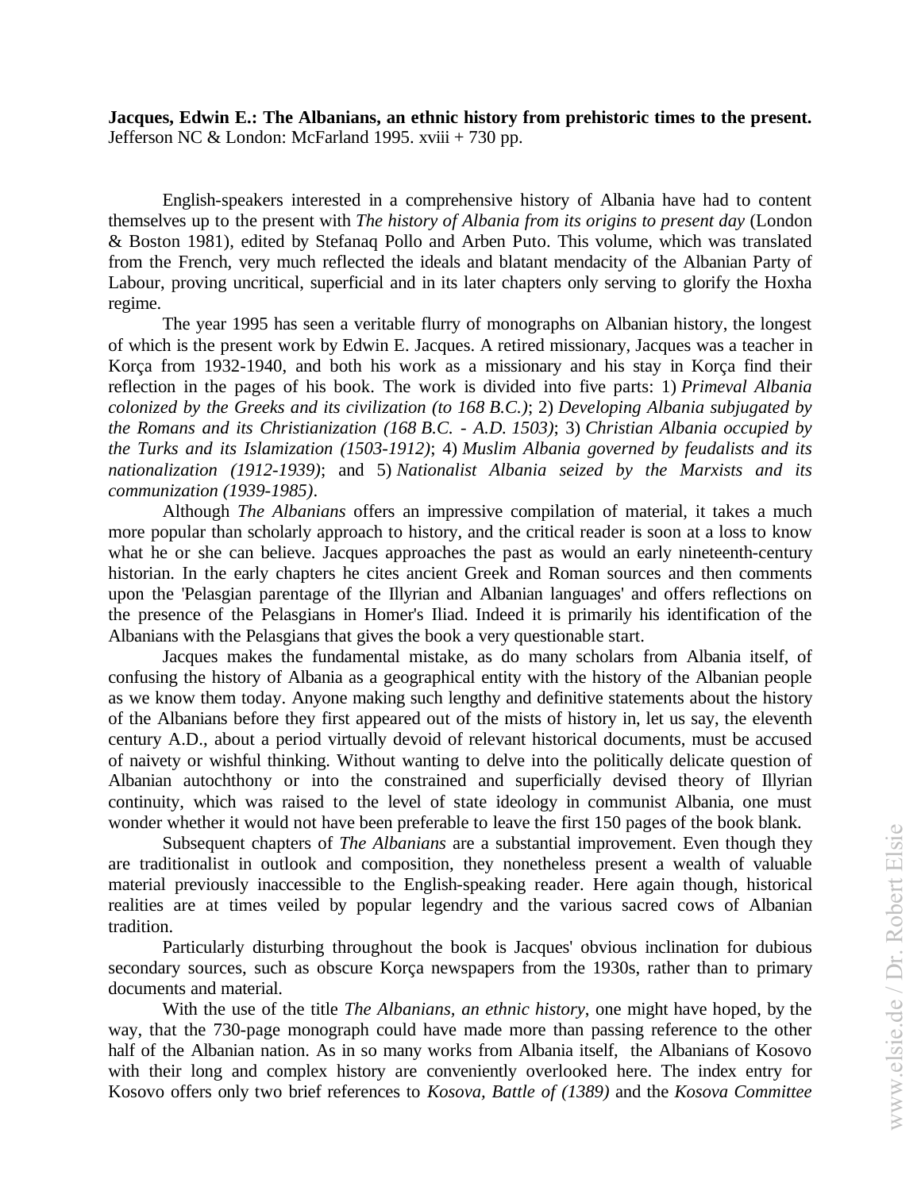**Jacques, Edwin E.: The Albanians, an ethnic history from prehistoric times to the present.** Jefferson NC & London: McFarland 1995. xviii + 730 pp.

English-speakers interested in a comprehensive history of Albania have had to content themselves up to the present with *The history of Albania from its origins to present day* (London & Boston 1981), edited by Stefanaq Pollo and Arben Puto. This volume, which was translated from the French, very much reflected the ideals and blatant mendacity of the Albanian Party of Labour, proving uncritical, superficial and in its later chapters only serving to glorify the Hoxha regime.

The year 1995 has seen a veritable flurry of monographs on Albanian history, the longest of which is the present work by Edwin E. Jacques. A retired missionary, Jacques was a teacher in Korça from 1932-1940, and both his work as a missionary and his stay in Korça find their reflection in the pages of his book. The work is divided into five parts: 1) *Primeval Albania colonized by the Greeks and its civilization (to 168 B.C.)*; 2) *Developing Albania subjugated by the Romans and its Christianization (168 B.C. - A.D. 1503)*; 3) *Christian Albania occupied by the Turks and its Islamization (1503-1912)*; 4) *Muslim Albania governed by feudalists and its nationalization (1912-1939)*; and 5) *Nationalist Albania seized by the Marxists and its communization (1939-1985)*.

Although *The Albanians* offers an impressive compilation of material, it takes a much more popular than scholarly approach to history, and the critical reader is soon at a loss to know what he or she can believe. Jacques approaches the past as would an early nineteenth-century historian. In the early chapters he cites ancient Greek and Roman sources and then comments upon the 'Pelasgian parentage of the Illyrian and Albanian languages' and offers reflections on the presence of the Pelasgians in Homer's Iliad. Indeed it is primarily his identification of the Albanians with the Pelasgians that gives the book a very questionable start.

Jacques makes the fundamental mistake, as do many scholars from Albania itself, of confusing the history of Albania as a geographical entity with the history of the Albanian people as we know them today. Anyone making such lengthy and definitive statements about the history of the Albanians before they first appeared out of the mists of history in, let us say, the eleventh century A.D., about a period virtually devoid of relevant historical documents, must be accused of naivety or wishful thinking. Without wanting to delve into the politically delicate question of Albanian autochthony or into the constrained and superficially devised theory of Illyrian continuity, which was raised to the level of state ideology in communist Albania, one must wonder whether it would not have been preferable to leave the first 150 pages of the book blank.

Subsequent chapters of *The Albanians* are a substantial improvement. Even though they are traditionalist in outlook and composition, they nonetheless present a wealth of valuable material previously inaccessible to the English-speaking reader. Here again though, historical realities are at times veiled by popular legendry and the various sacred cows of Albanian tradition.

Particularly disturbing throughout the book is Jacques' obvious inclination for dubious secondary sources, such as obscure Korça newspapers from the 1930s, rather than to primary documents and material.

With the use of the title *The Albanians, an ethnic history*, one might have hoped, by the way, that the 730-page monograph could have made more than passing reference to the other half of the Albanian nation. As in so many works from Albania itself, the Albanians of Kosovo with their long and complex history are conveniently overlooked here. The index entry for Kosovo offers only two brief references to *Kosova, Battle of (1389)* and the *Kosova Committee*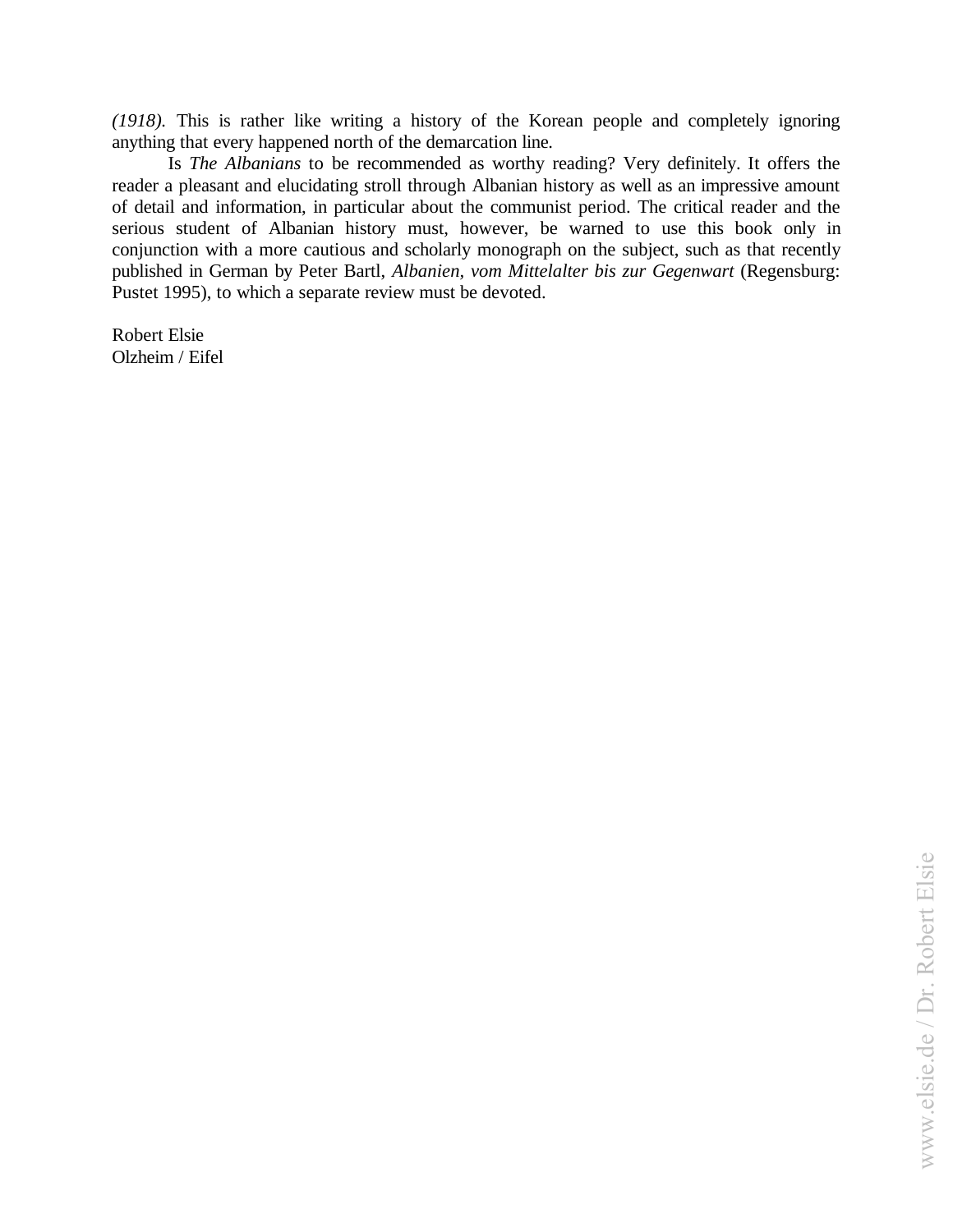*(1918)*. This is rather like writing a history of the Korean people and completely ignoring anything that every happened north of the demarcation line.

Is *The Albanians* to be recommended as worthy reading? Very definitely. It offers the reader a pleasant and elucidating stroll through Albanian history as well as an impressive amount of detail and information, in particular about the communist period. The critical reader and the serious student of Albanian history must, however, be warned to use this book only in conjunction with a more cautious and scholarly monograph on the subject, such as that recently published in German by Peter Bartl, *Albanien, vom Mittelalter bis zur Gegenwart* (Regensburg: Pustet 1995), to which a separate review must be devoted.

Robert Elsie
Olzheim / Eifel